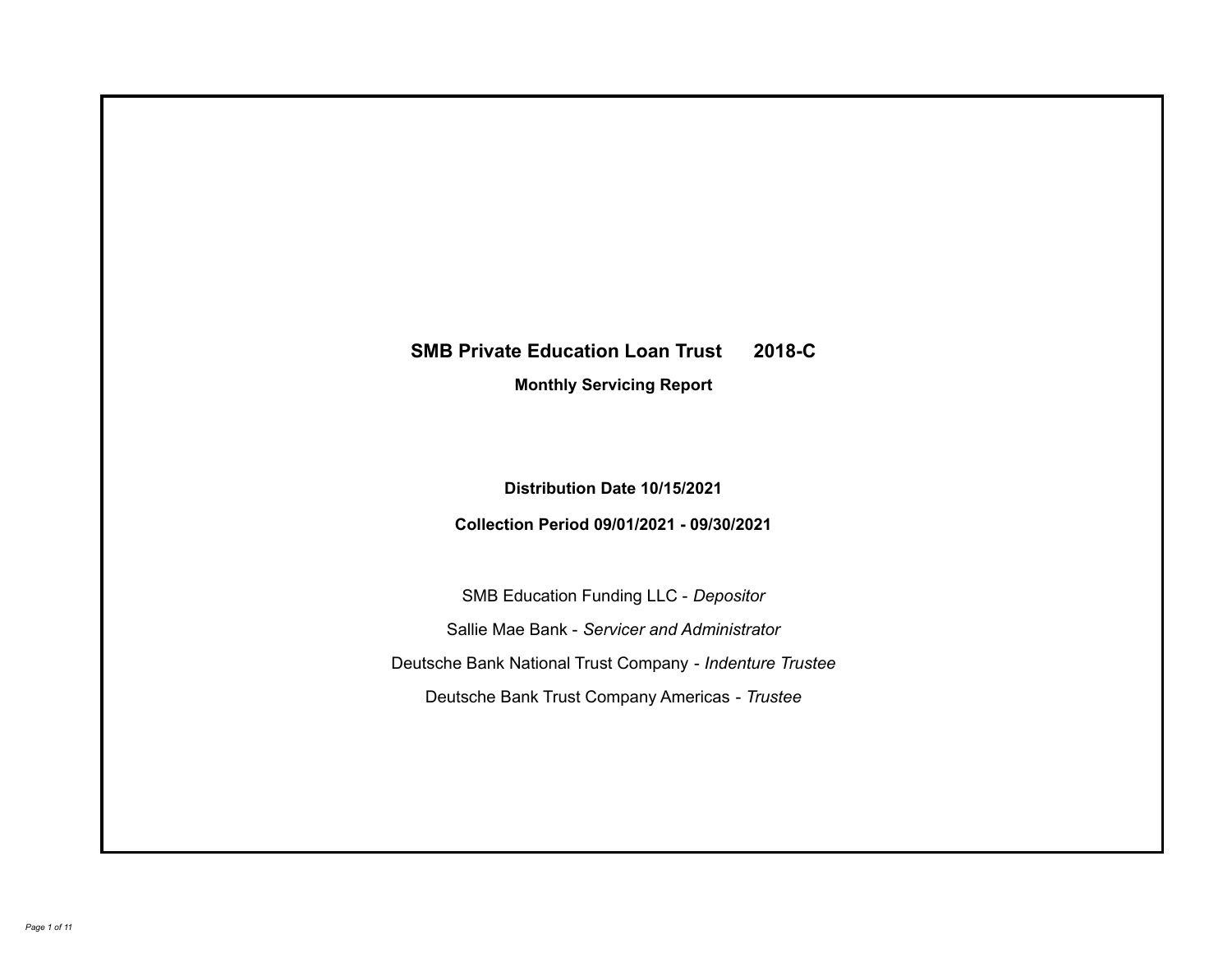# SMB Private Education Loan Trust 2018-C

## Monthly Servicing Report

**Distribution Date 10/15/2021**

**Collection Period 09/01/2021 - 09/30/2021**

SMB Education Funding LLC - *Depositor*

Sallie Mae Bank - *Servicer and Administrator*

Deutsche Bank National Trust Company - *Indenture Trustee*

Deutsche Bank Trust Company Americas - *Trustee*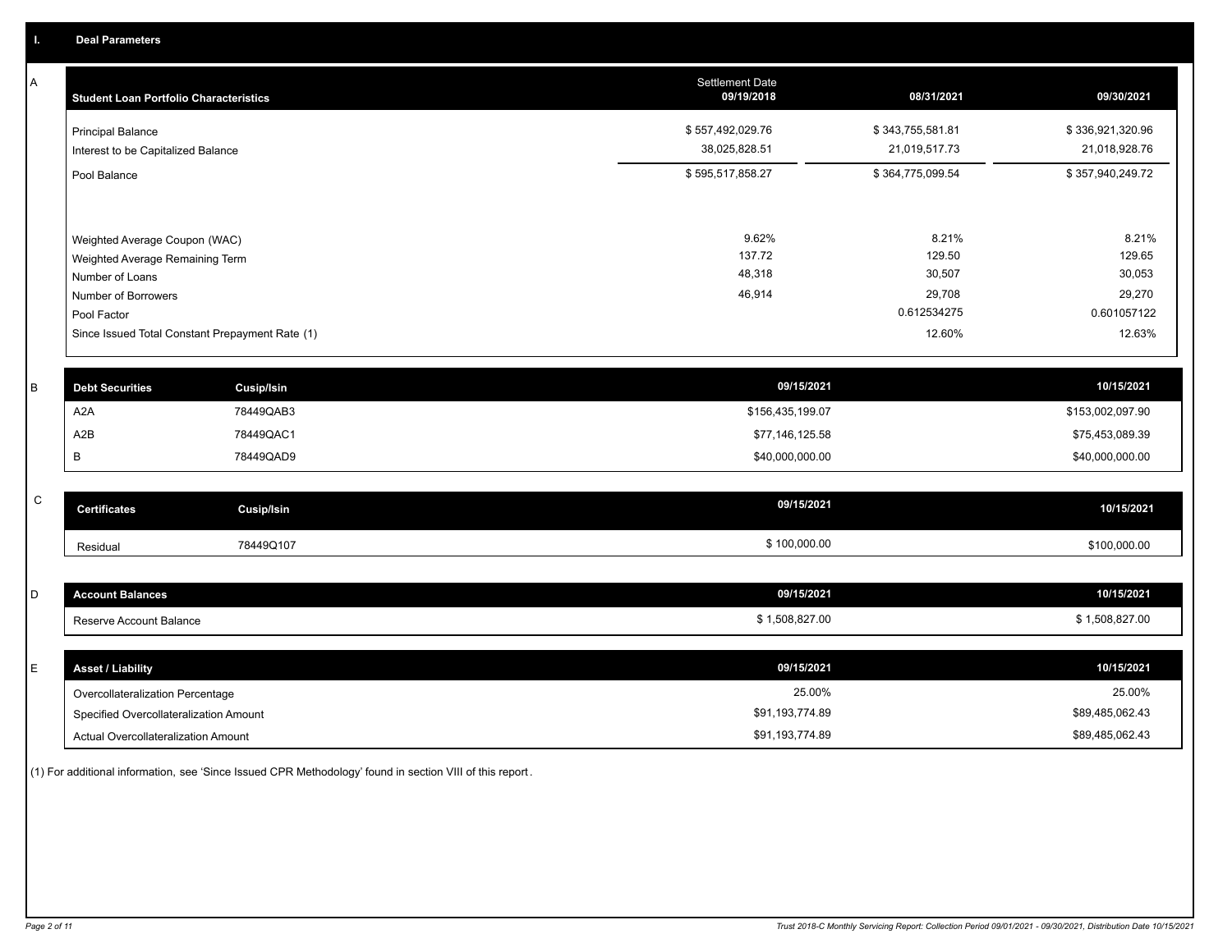## I. Deal Parameters

### A

| Student Loan Portfolio Characteristics | Settlement Date 09/19/2018 | 08/31/2021 | 09/30/2021 |
|---|---|---|---|
| Principal Balance | $ 557,492,029.76 | $ 343,755,581.81 | $ 336,921,320.96 |
| Interest to be Capitalized Balance | 38,025,828.51 | 21,019,517.73 | 21,018,928.76 |
| Pool Balance | $ 595,517,858.27 | $ 364,775,099.54 | $ 357,940,249.72 |
| Weighted Average Coupon (WAC) | 9.62% | 8.21% | 8.21% |
| Weighted Average Remaining Term | 137.72 | 129.50 | 129.65 |
| Number of Loans | 48,318 | 30,507 | 30,053 |
| Number of Borrowers | 46,914 | 29,708 | 29,270 |
| Pool Factor | | 0.612534275 | 0.601057122 |
| Since Issued Total Constant Prepayment Rate (1) | | 12.60% | 12.63% |

### B

| Debt Securities | Cusip/Isin | 09/15/2021 | 10/15/2021 |
|---|---|---|---|
| A2A | 78449QAB3 | $156,435,199.07 | $153,002,097.90 |
| A2B | 78449QAC1 | $77,146,125.58 | $75,453,089.39 |
| B | 78449QAD9 | $40,000,000.00 | $40,000,000.00 |

### C

| Certificates | Cusip/Isin | 09/15/2021 | 10/15/2021 |
|---|---|---|---|
| Residual | 78449Q107 | $ 100,000.00 | $100,000.00 |

### D

| Account Balances | 09/15/2021 | 10/15/2021 |
|---|---|---|
| Reserve Account Balance | $ 1,508,827.00 | $ 1,508,827.00 |

### E

| Asset / Liability | 09/15/2021 | 10/15/2021 |
|---|---|---|
| Overcollateralization Percentage | 25.00% | 25.00% |
| Specified Overcollateralization Amount | $91,193,774.89 | $89,485,062.43 |
| Actual Overcollateralization Amount | $91,193,774.89 | $89,485,062.43 |

(1) For additional information, see 'Since Issued CPR Methodology' found in section VIII of this report.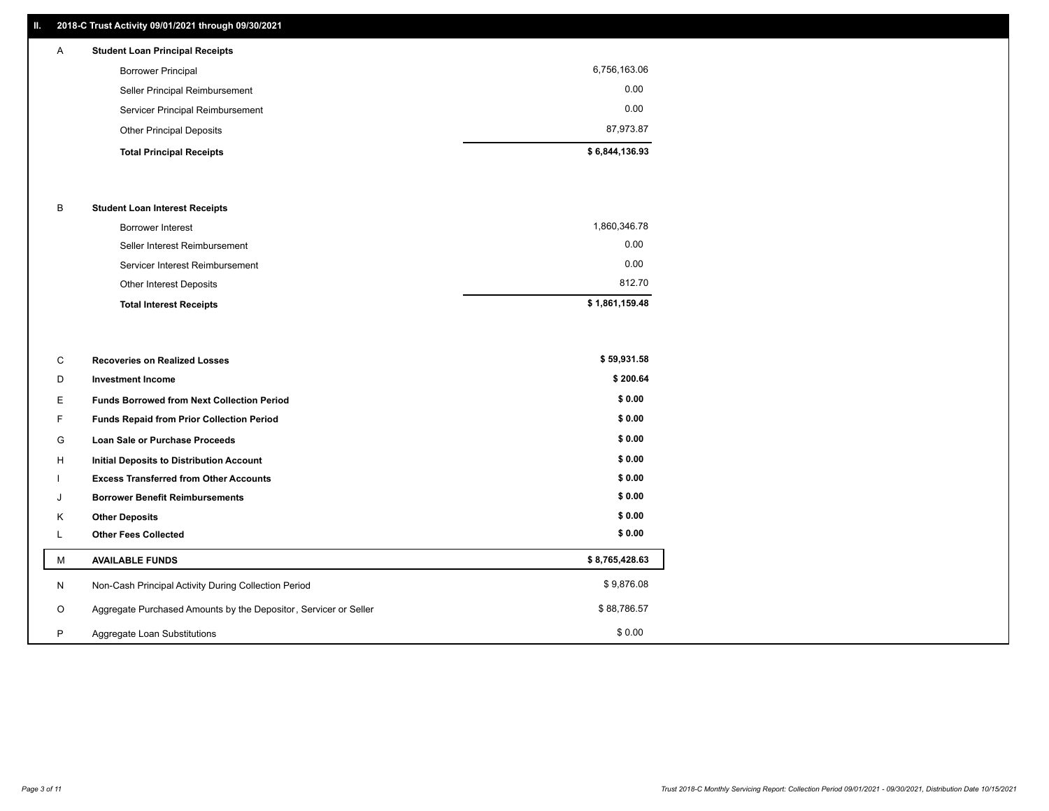## II. 2018-C Trust Activity 09/01/2021 through 09/30/2021

| | | |
|---|---|---|
| A | **Student Loan Principal Receipts** | |
| | Borrower Principal | 6,756,163.06 |
| | Seller Principal Reimbursement | 0.00 |
| | Servicer Principal Reimbursement | 0.00 |
| | Other Principal Deposits | 87,973.87 |
| | **Total Principal Receipts** | **$ 6,844,136.93** |
| B | **Student Loan Interest Receipts** | |
| | Borrower Interest | 1,860,346.78 |
| | Seller Interest Reimbursement | 0.00 |
| | Servicer Interest Reimbursement | 0.00 |
| | Other Interest Deposits | 812.70 |
| | **Total Interest Receipts** | **$ 1,861,159.48** |
| C | **Recoveries on Realized Losses** | **$ 59,931.58** |
| D | **Investment Income** | **$ 200.64** |
| E | **Funds Borrowed from Next Collection Period** | **$ 0.00** |
| F | **Funds Repaid from Prior Collection Period** | **$ 0.00** |
| G | **Loan Sale or Purchase Proceeds** | **$ 0.00** |
| H | **Initial Deposits to Distribution Account** | **$ 0.00** |
| I | **Excess Transferred from Other Accounts** | **$ 0.00** |
| J | **Borrower Benefit Reimbursements** | **$ 0.00** |
| K | **Other Deposits** | **$ 0.00** |
| L | **Other Fees Collected** | **$ 0.00** |
| M | **AVAILABLE FUNDS** | **$ 8,765,428.63** |
| N | Non-Cash Principal Activity During Collection Period | $ 9,876.08 |
| O | Aggregate Purchased Amounts by the Depositor, Servicer or Seller | $ 88,786.57 |
| P | Aggregate Loan Substitutions | $ 0.00 |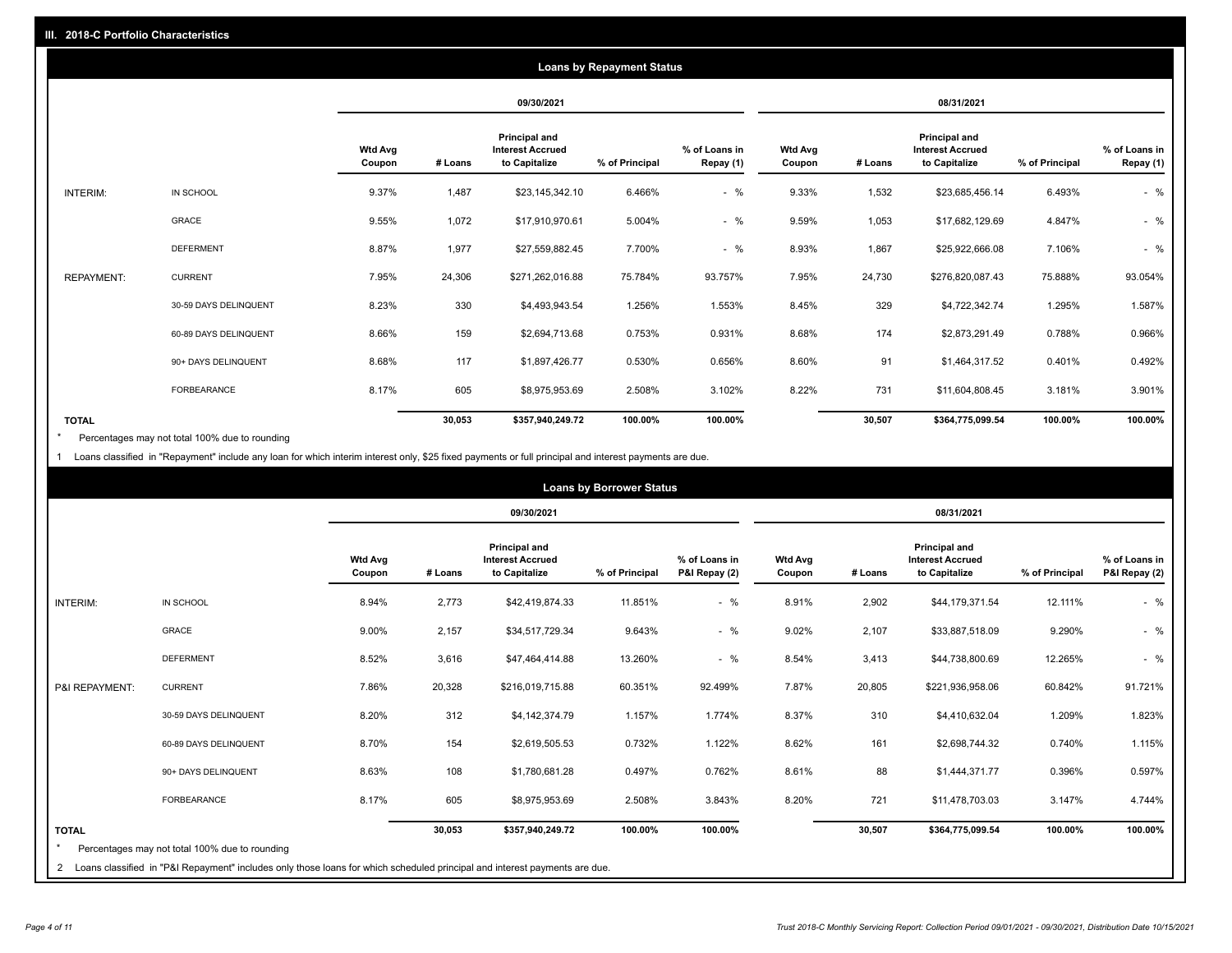## III. 2018-C Portfolio Characteristics

### Loans by Repayment Status

| | | 09/30/2021 | | | | | 08/31/2021 | | | | |
|---|---|---|---|---|---|---|---|---|---|---|---|
| | | Wtd Avg Coupon | # Loans | Principal and Interest Accrued to Capitalize | % of Principal | % of Loans in Repay (1) | Wtd Avg Coupon | # Loans | Principal and Interest Accrued to Capitalize | % of Principal | % of Loans in Repay (1) |
| INTERIM: | IN SCHOOL | 9.37% | 1,487 | $23,145,342.10 | 6.466% | - % | 9.33% | 1,532 | $23,685,456.14 | 6.493% | - % |
| | GRACE | 9.55% | 1,072 | $17,910,970.61 | 5.004% | - % | 9.59% | 1,053 | $17,682,129.69 | 4.847% | - % |
| | DEFERMENT | 8.87% | 1,977 | $27,559,882.45 | 7.700% | - % | 8.93% | 1,867 | $25,922,666.08 | 7.106% | - % |
| REPAYMENT: | CURRENT | 7.95% | 24,306 | $271,262,016.88 | 75.784% | 93.757% | 7.95% | 24,730 | $276,820,087.43 | 75.888% | 93.054% |
| | 30-59 DAYS DELINQUENT | 8.23% | 330 | $4,493,943.54 | 1.256% | 1.553% | 8.45% | 329 | $4,722,342.74 | 1.295% | 1.587% |
| | 60-89 DAYS DELINQUENT | 8.66% | 159 | $2,694,713.68 | 0.753% | 0.931% | 8.68% | 174 | $2,873,291.49 | 0.788% | 0.966% |
| | 90+ DAYS DELINQUENT | 8.68% | 117 | $1,897,426.77 | 0.530% | 0.656% | 8.60% | 91 | $1,464,317.52 | 0.401% | 0.492% |
| | FORBEARANCE | 8.17% | 605 | $8,975,953.69 | 2.508% | 3.102% | 8.22% | 731 | $11,604,808.45 | 3.181% | 3.901% |
| **TOTAL** | | | **30,053** | **$357,940,249.72** | **100.00%** | **100.00%** | | **30,507** | **$364,775,099.54** | **100.00%** | **100.00%** |

\* Percentages may not total 100% due to rounding

1 Loans classified in "Repayment" include any loan for which interim interest only, $25 fixed payments or full principal and interest payments are due.

### Loans by Borrower Status

| | | 09/30/2021 | | | | | 08/31/2021 | | | | |
|---|---|---|---|---|---|---|---|---|---|---|---|
| | | Wtd Avg Coupon | # Loans | Principal and Interest Accrued to Capitalize | % of Principal | % of Loans in P&I Repay (2) | Wtd Avg Coupon | # Loans | Principal and Interest Accrued to Capitalize | % of Principal | % of Loans in P&I Repay (2) |
| INTERIM: | IN SCHOOL | 8.94% | 2,773 | $42,419,874.33 | 11.851% | - % | 8.91% | 2,902 | $44,179,371.54 | 12.111% | - % |
| | GRACE | 9.00% | 2,157 | $34,517,729.34 | 9.643% | - % | 9.02% | 2,107 | $33,887,518.09 | 9.290% | - % |
| | DEFERMENT | 8.52% | 3,616 | $47,464,414.88 | 13.260% | - % | 8.54% | 3,413 | $44,738,800.69 | 12.265% | - % |
| P&I REPAYMENT: | CURRENT | 7.86% | 20,328 | $216,019,715.88 | 60.351% | 92.499% | 7.87% | 20,805 | $221,936,958.06 | 60.842% | 91.721% |
| | 30-59 DAYS DELINQUENT | 8.20% | 312 | $4,142,374.79 | 1.157% | 1.774% | 8.37% | 310 | $4,410,632.04 | 1.209% | 1.823% |
| | 60-89 DAYS DELINQUENT | 8.70% | 154 | $2,619,505.53 | 0.732% | 1.122% | 8.62% | 161 | $2,698,744.32 | 0.740% | 1.115% |
| | 90+ DAYS DELINQUENT | 8.63% | 108 | $1,780,681.28 | 0.497% | 0.762% | 8.61% | 88 | $1,444,371.77 | 0.396% | 0.597% |
| | FORBEARANCE | 8.17% | 605 | $8,975,953.69 | 2.508% | 3.843% | 8.20% | 721 | $11,478,703.03 | 3.147% | 4.744% |
| **TOTAL** | | | **30,053** | **$357,940,249.72** | **100.00%** | **100.00%** | | **30,507** | **$364,775,099.54** | **100.00%** | **100.00%** |

\* Percentages may not total 100% due to rounding

2 Loans classified in "P&I Repayment" includes only those loans for which scheduled principal and interest payments are due.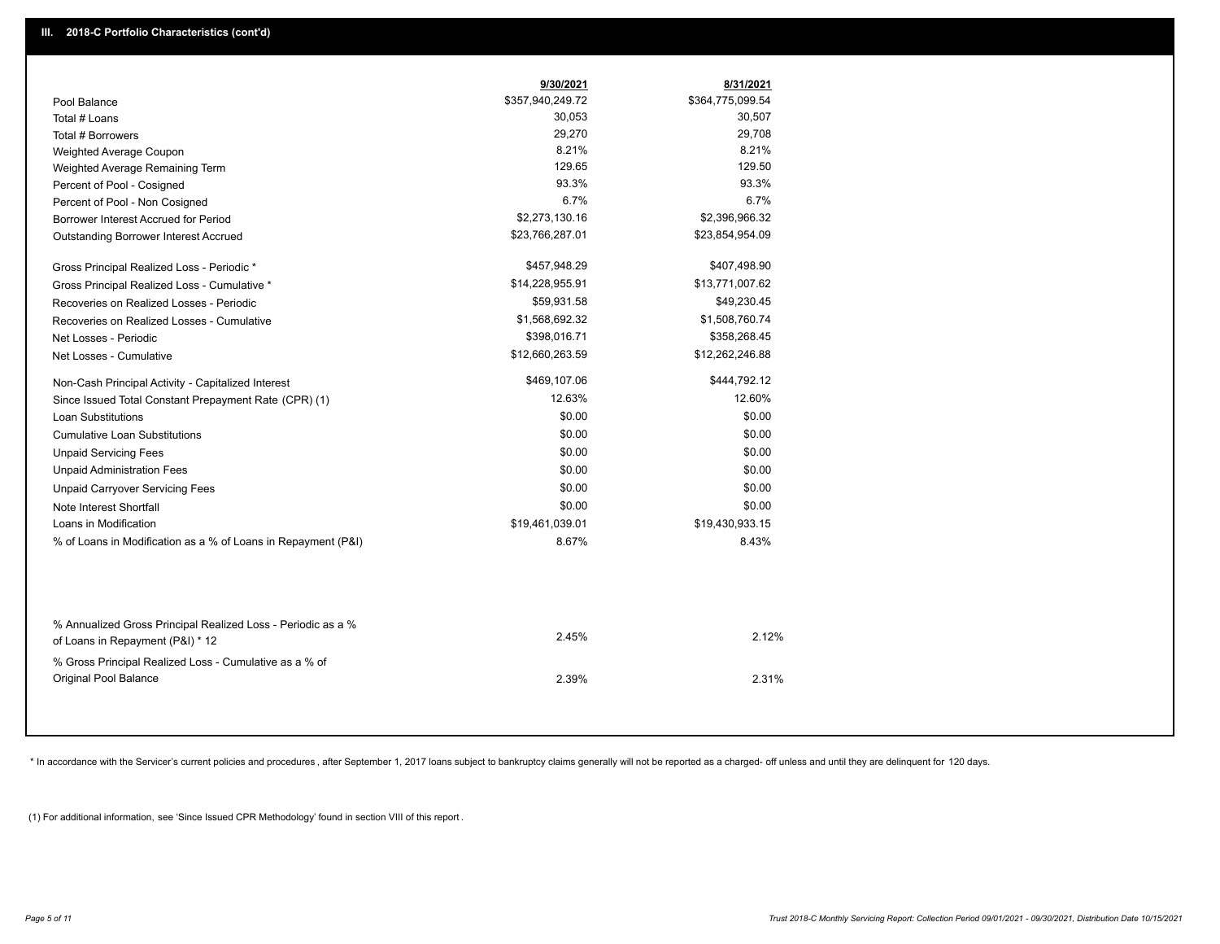## III. 2018-C Portfolio Characteristics (cont'd)

| | 9/30/2021 | 8/31/2021 |
|---|---|---|
| Pool Balance | $357,940,249.72 | $364,775,099.54 |
| Total # Loans | 30,053 | 30,507 |
| Total # Borrowers | 29,270 | 29,708 |
| Weighted Average Coupon | 8.21% | 8.21% |
| Weighted Average Remaining Term | 129.65 | 129.50 |
| Percent of Pool - Cosigned | 93.3% | 93.3% |
| Percent of Pool - Non Cosigned | 6.7% | 6.7% |
| Borrower Interest Accrued for Period | $2,273,130.16 | $2,396,966.32 |
| Outstanding Borrower Interest Accrued | $23,766,287.01 | $23,854,954.09 |
| Gross Principal Realized Loss - Periodic * | $457,948.29 | $407,498.90 |
| Gross Principal Realized Loss - Cumulative * | $14,228,955.91 | $13,771,007.62 |
| Recoveries on Realized Losses - Periodic | $59,931.58 | $49,230.45 |
| Recoveries on Realized Losses - Cumulative | $1,568,692.32 | $1,508,760.74 |
| Net Losses - Periodic | $398,016.71 | $358,268.45 |
| Net Losses - Cumulative | $12,660,263.59 | $12,262,246.88 |
| Non-Cash Principal Activity - Capitalized Interest | $469,107.06 | $444,792.12 |
| Since Issued Total Constant Prepayment Rate (CPR) (1) | 12.63% | 12.60% |
| Loan Substitutions | $0.00 | $0.00 |
| Cumulative Loan Substitutions | $0.00 | $0.00 |
| Unpaid Servicing Fees | $0.00 | $0.00 |
| Unpaid Administration Fees | $0.00 | $0.00 |
| Unpaid Carryover Servicing Fees | $0.00 | $0.00 |
| Note Interest Shortfall | $0.00 | $0.00 |
| Loans in Modification | $19,461,039.01 | $19,430,933.15 |
| % of Loans in Modification as a % of Loans in Repayment (P&I) | 8.67% | 8.43% |
| % Annualized Gross Principal Realized Loss - Periodic as a % of Loans in Repayment (P&I) * 12 | 2.45% | 2.12% |
| % Gross Principal Realized Loss - Cumulative as a % of Original Pool Balance | 2.39% | 2.31% |

* In accordance with the Servicer's current policies and procedures , after September 1, 2017 loans subject to bankruptcy claims generally will not be reported as a charged- off unless and until they are delinquent for 120 days.

(1) For additional information, see 'Since Issued CPR Methodology' found in section VIII of this report .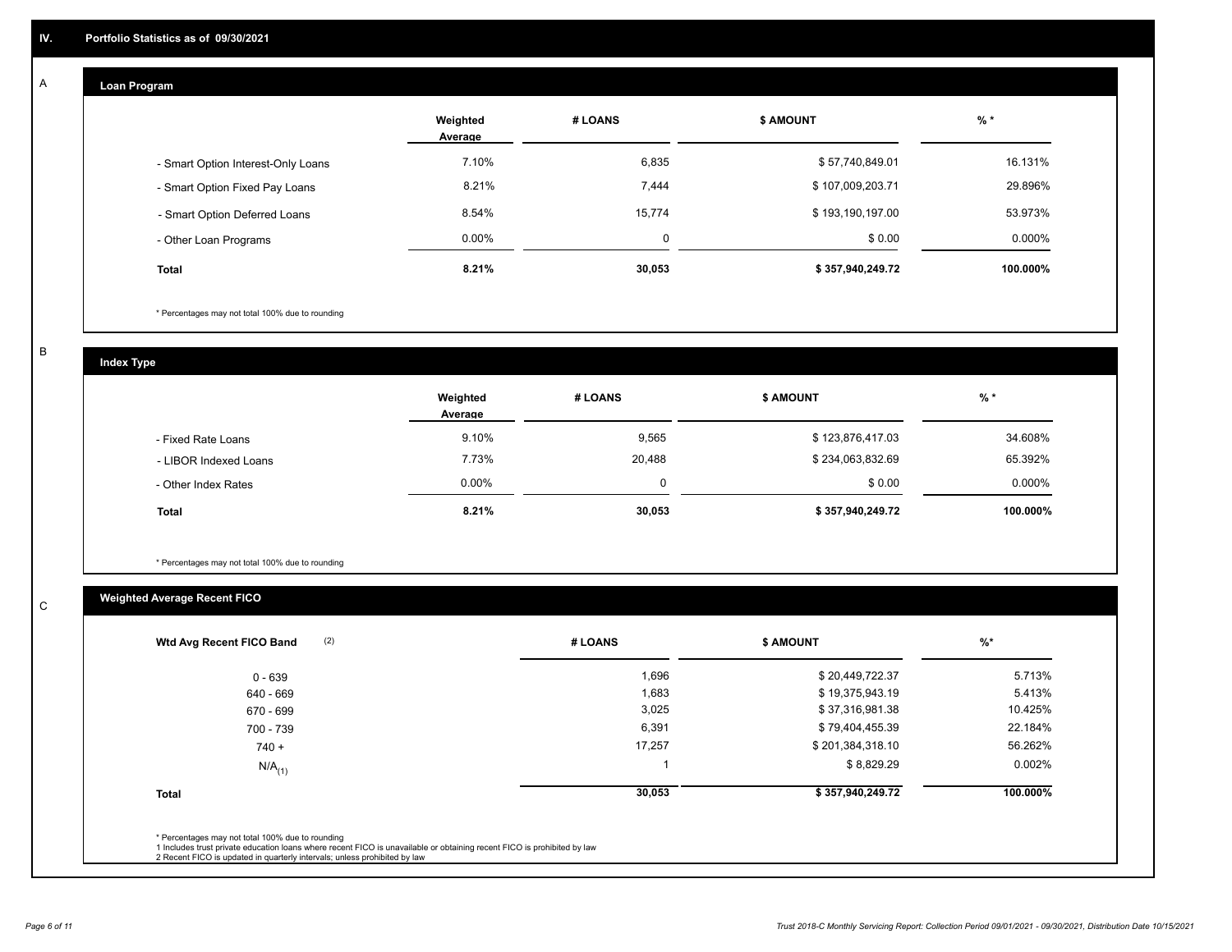## IV. Portfolio Statistics as of 09/30/2021

### A Loan Program

| | Weighted Average | # LOANS | $ AMOUNT | % * |
|---|---|---|---|---|
| - Smart Option Interest-Only Loans | 7.10% | 6,835 | $ 57,740,849.01 | 16.131% |
| - Smart Option Fixed Pay Loans | 8.21% | 7,444 | $ 107,009,203.71 | 29.896% |
| - Smart Option Deferred Loans | 8.54% | 15,774 | $ 193,190,197.00 | 53.973% |
| - Other Loan Programs | 0.00% | 0 | $ 0.00 | 0.000% |
| **Total** | **8.21%** | **30,053** | **$ 357,940,249.72** | **100.000%** |

\* Percentages may not total 100% due to rounding

### B Index Type

| | Weighted Average | # LOANS | $ AMOUNT | % * |
|---|---|---|---|---|
| - Fixed Rate Loans | 9.10% | 9,565 | $ 123,876,417.03 | 34.608% |
| - LIBOR Indexed Loans | 7.73% | 20,488 | $ 234,063,832.69 | 65.392% |
| - Other Index Rates | 0.00% | 0 | $ 0.00 | 0.000% |
| **Total** | **8.21%** | **30,053** | **$ 357,940,249.72** | **100.000%** |

\* Percentages may not total 100% due to rounding

### C Weighted Average Recent FICO

| Wtd Avg Recent FICO Band (2) | # LOANS | $ AMOUNT | %* |
|---|---|---|---|
| 0 - 639 | 1,696 | $ 20,449,722.37 | 5.713% |
| 640 - 669 | 1,683 | $ 19,375,943.19 | 5.413% |
| 670 - 699 | 3,025 | $ 37,316,981.38 | 10.425% |
| 700 - 739 | 6,391 | $ 79,404,455.39 | 22.184% |
| 740 + | 17,257 | $ 201,384,318.10 | 56.262% |
| N/A(1) | 1 | $ 8,829.29 | 0.002% |
| **Total** | **30,053** | **$ 357,940,249.72** | **100.000%** |

\* Percentages may not total 100% due to rounding
1 Includes trust private education loans where recent FICO is unavailable or obtaining recent FICO is prohibited by law
2 Recent FICO is updated in quarterly intervals; unless prohibited by law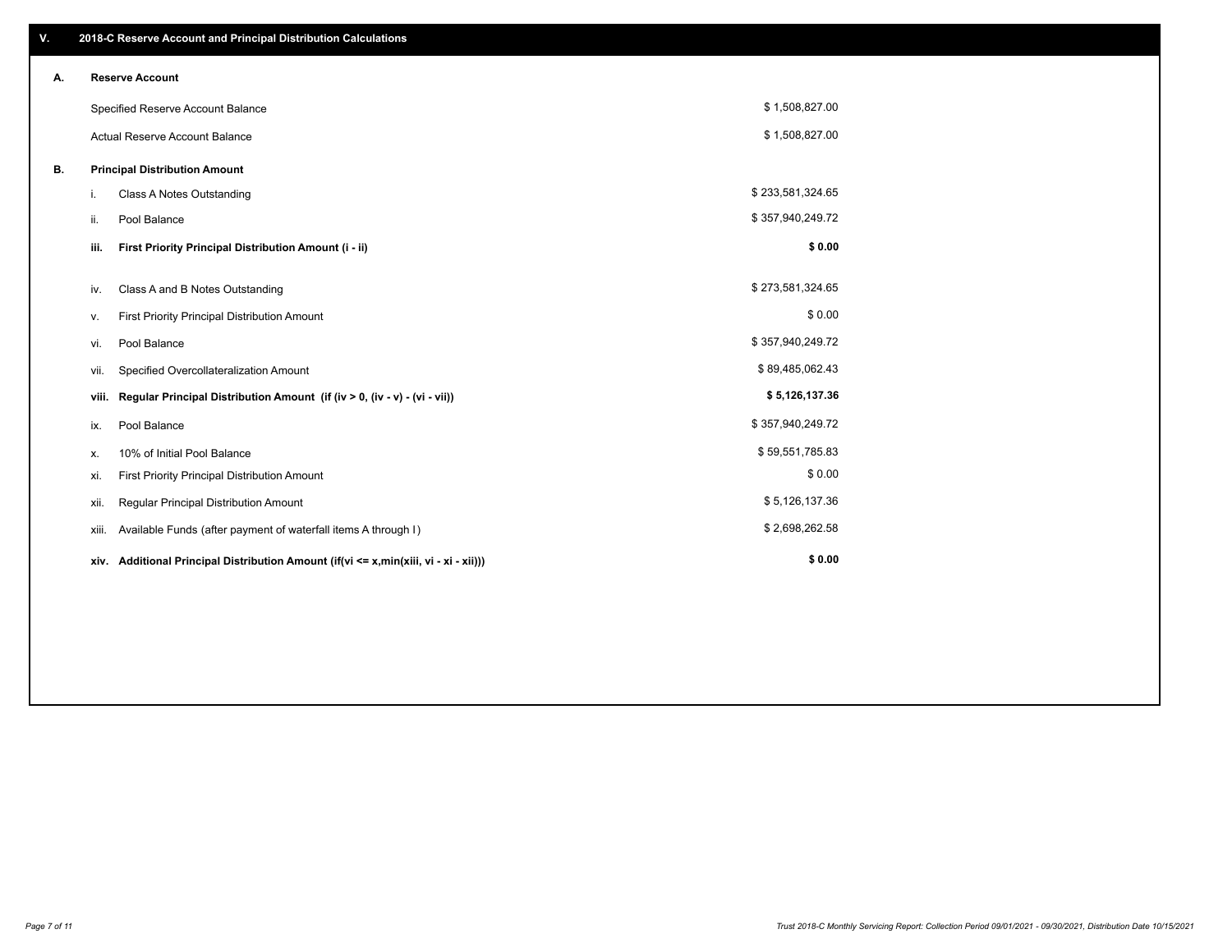## V. 2018-C Reserve Account and Principal Distribution Calculations

### A. Reserve Account

| | |
|---|---|
| Specified Reserve Account Balance | $ 1,508,827.00 |
| Actual Reserve Account Balance | $ 1,508,827.00 |

### B. Principal Distribution Amount

| | | |
|---|---|---|
| i. | Class A Notes Outstanding | $ 233,581,324.65 |
| ii. | Pool Balance | $ 357,940,249.72 |
| **iii.** | **First Priority Principal Distribution Amount (i - ii)** | **$ 0.00** |
| iv. | Class A and B Notes Outstanding | $ 273,581,324.65 |
| v. | First Priority Principal Distribution Amount | $ 0.00 |
| vi. | Pool Balance | $ 357,940,249.72 |
| vii. | Specified Overcollateralization Amount | $ 89,485,062.43 |
| **viii.** | **Regular Principal Distribution Amount (if (iv > 0, (iv - v) - (vi - vii))** | **$ 5,126,137.36** |
| ix. | Pool Balance | $ 357,940,249.72 |
| x. | 10% of Initial Pool Balance | $ 59,551,785.83 |
| xi. | First Priority Principal Distribution Amount | $ 0.00 |
| xii. | Regular Principal Distribution Amount | $ 5,126,137.36 |
| xiii. | Available Funds (after payment of waterfall items A through I) | $ 2,698,262.58 |
| **xiv.** | **Additional Principal Distribution Amount (if(vi <= x,min(xiii, vi - xi - xii)))** | **$ 0.00** |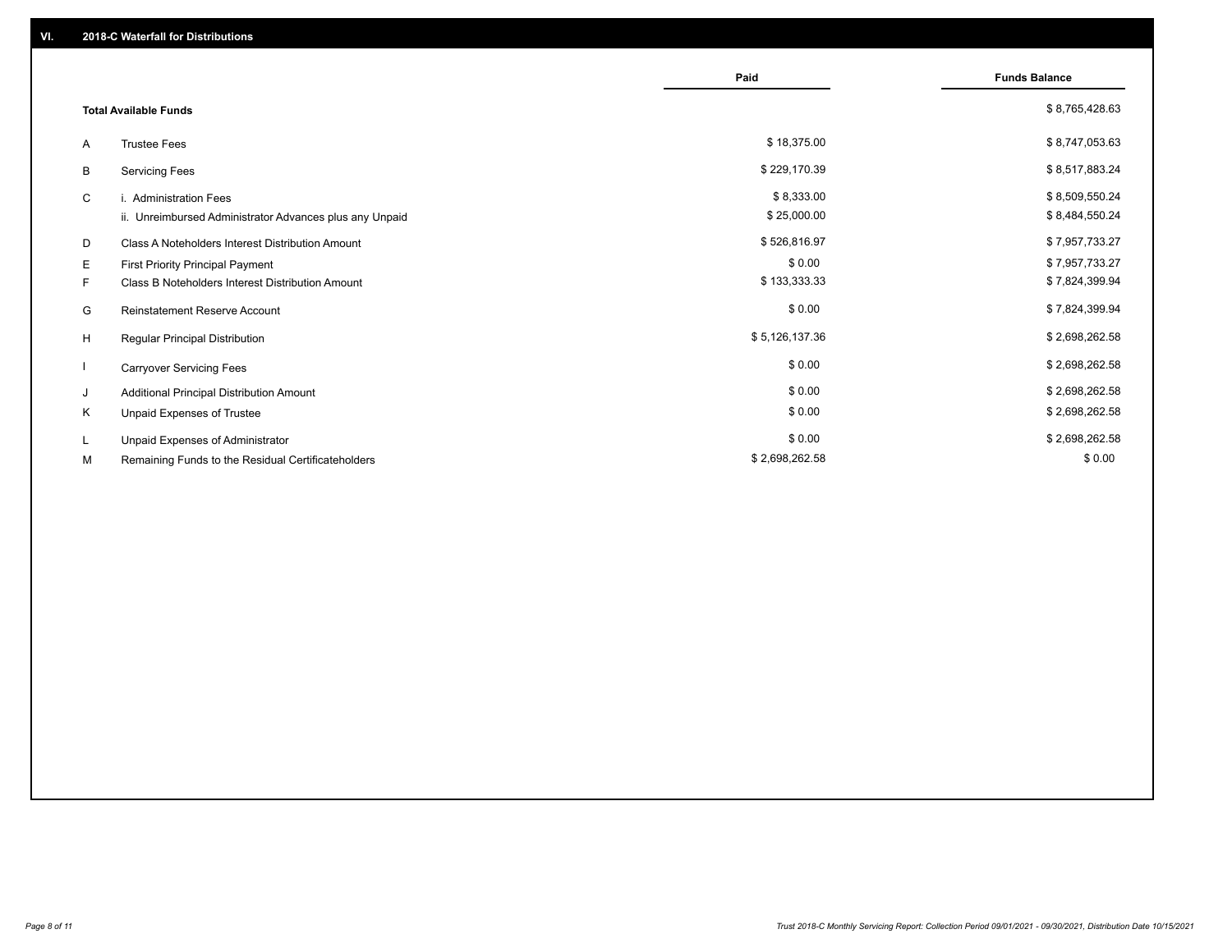## VI. 2018-C Waterfall for Distributions

| | | Paid | Funds Balance |
|---|---|---|---|
| | **Total Available Funds** | | $ 8,765,428.63 |
| A | Trustee Fees | $ 18,375.00 | $ 8,747,053.63 |
| B | Servicing Fees | $ 229,170.39 | $ 8,517,883.24 |
| C | i. Administration Fees | $ 8,333.00 | $ 8,509,550.24 |
| | ii. Unreimbursed Administrator Advances plus any Unpaid | $ 25,000.00 | $ 8,484,550.24 |
| D | Class A Noteholders Interest Distribution Amount | $ 526,816.97 | $ 7,957,733.27 |
| E | First Priority Principal Payment | $ 0.00 | $ 7,957,733.27 |
| F | Class B Noteholders Interest Distribution Amount | $ 133,333.33 | $ 7,824,399.94 |
| G | Reinstatement Reserve Account | $ 0.00 | $ 7,824,399.94 |
| H | Regular Principal Distribution | $ 5,126,137.36 | $ 2,698,262.58 |
| I | Carryover Servicing Fees | $ 0.00 | $ 2,698,262.58 |
| J | Additional Principal Distribution Amount | $ 0.00 | $ 2,698,262.58 |
| K | Unpaid Expenses of Trustee | $ 0.00 | $ 2,698,262.58 |
| L | Unpaid Expenses of Administrator | $ 0.00 | $ 2,698,262.58 |
| M | Remaining Funds to the Residual Certificateholders | $ 2,698,262.58 | $ 0.00 |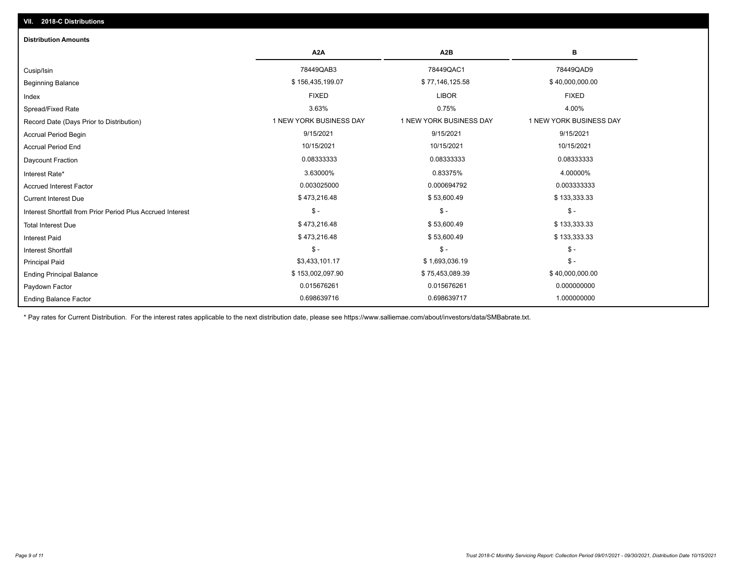## VII. 2018-C Distributions

### Distribution Amounts

| | A2A | A2B | B |
|---|---|---|---|
| Cusip/Isin | 78449QAB3 | 78449QAC1 | 78449QAD9 |
| Beginning Balance | $ 156,435,199.07 | $ 77,146,125.58 | $ 40,000,000.00 |
| Index | FIXED | LIBOR | FIXED |
| Spread/Fixed Rate | 3.63% | 0.75% | 4.00% |
| Record Date (Days Prior to Distribution) | 1 NEW YORK BUSINESS DAY | 1 NEW YORK BUSINESS DAY | 1 NEW YORK BUSINESS DAY |
| Accrual Period Begin | 9/15/2021 | 9/15/2021 | 9/15/2021 |
| Accrual Period End | 10/15/2021 | 10/15/2021 | 10/15/2021 |
| Daycount Fraction | 0.08333333 | 0.08333333 | 0.08333333 |
| Interest Rate* | 3.63000% | 0.83375% | 4.00000% |
| Accrued Interest Factor | 0.003025000 | 0.000694792 | 0.003333333 |
| Current Interest Due | $ 473,216.48 | $ 53,600.49 | $ 133,333.33 |
| Interest Shortfall from Prior Period Plus Accrued Interest | $ - | $ - | $ - |
| Total Interest Due | $ 473,216.48 | $ 53,600.49 | $ 133,333.33 |
| Interest Paid | $ 473,216.48 | $ 53,600.49 | $ 133,333.33 |
| Interest Shortfall | $ - | $ - | $ - |
| Principal Paid | $3,433,101.17 | $ 1,693,036.19 | $ - |
| Ending Principal Balance | $ 153,002,097.90 | $ 75,453,089.39 | $ 40,000,000.00 |
| Paydown Factor | 0.015676261 | 0.015676261 | 0.000000000 |
| Ending Balance Factor | 0.698639716 | 0.698639717 | 1.000000000 |

* Pay rates for Current Distribution. For the interest rates applicable to the next distribution date, please see https://www.salliemae.com/about/investors/data/SMBabrate.txt.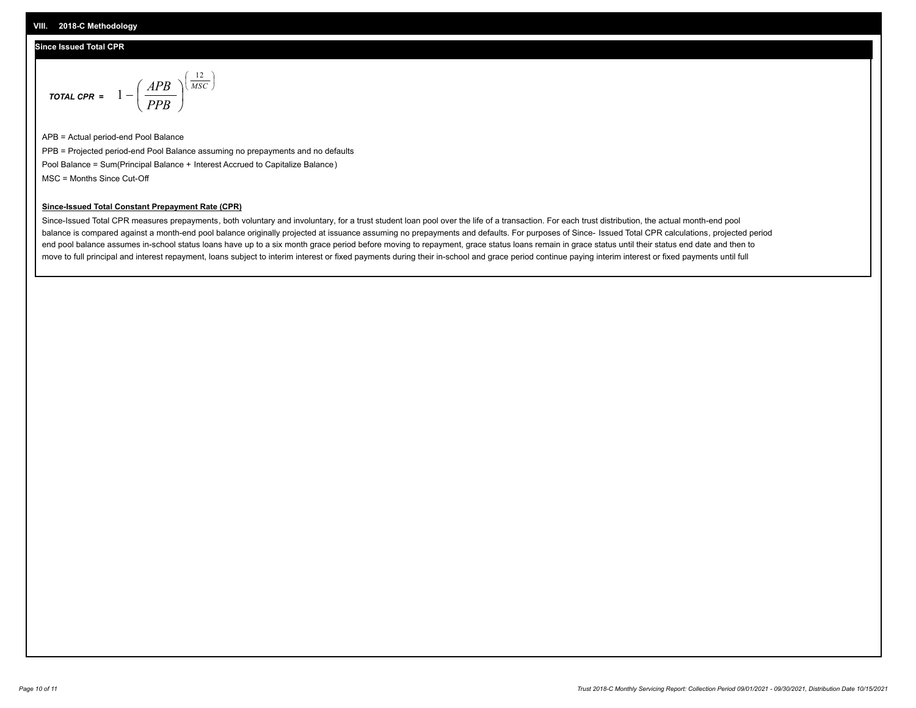## VIII. 2018-C Methodology

### Since Issued Total CPR

$$\textit{TOTAL CPR} = 1 - \left( \frac{APB}{PPB} \right)^{\left( \frac{12}{MSC} \right)}$$

APB = Actual period-end Pool Balance

PPB = Projected period-end Pool Balance assuming no prepayments and no defaults

Pool Balance = Sum(Principal Balance + Interest Accrued to Capitalize Balance)

MSC = Months Since Cut-Off

**Since-Issued Total Constant Prepayment Rate (CPR)**

Since-Issued Total CPR measures prepayments, both voluntary and involuntary, for a trust student loan pool over the life of a transaction. For each trust distribution, the actual month-end pool balance is compared against a month-end pool balance originally projected at issuance assuming no prepayments and defaults. For purposes of Since- Issued Total CPR calculations, projected period end pool balance assumes in-school status loans have up to a six month grace period before moving to repayment, grace status loans remain in grace status until their status end date and then to move to full principal and interest repayment, loans subject to interim interest or fixed payments during their in-school and grace period continue paying interim interest or fixed payments until full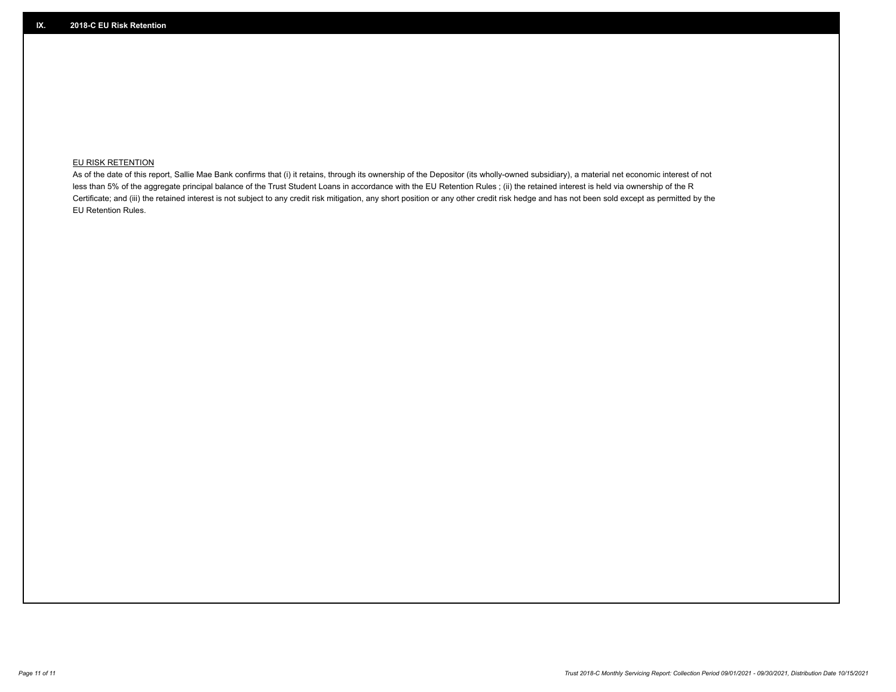## IX. 2018-C EU Risk Retention

EU RISK RETENTION

As of the date of this report, Sallie Mae Bank confirms that (i) it retains, through its ownership of the Depositor (its wholly-owned subsidiary), a material net economic interest of not less than 5% of the aggregate principal balance of the Trust Student Loans in accordance with the EU Retention Rules ; (ii) the retained interest is held via ownership of the R Certificate; and (iii) the retained interest is not subject to any credit risk mitigation, any short position or any other credit risk hedge and has not been sold except as permitted by the EU Retention Rules.